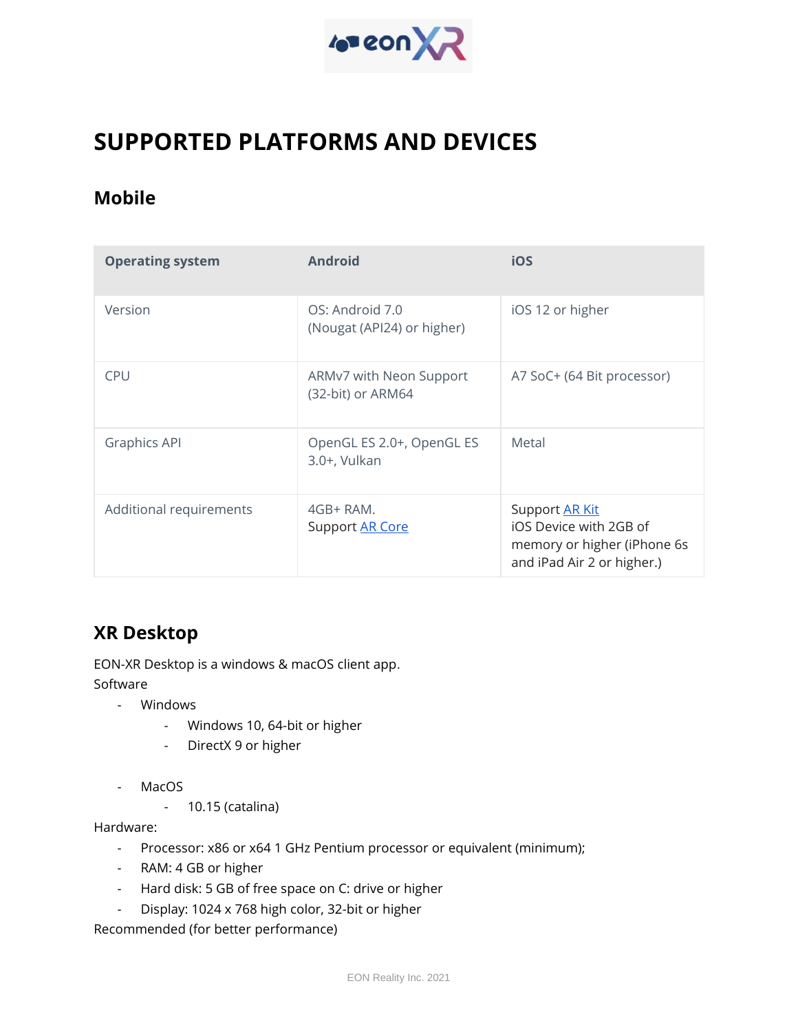# SUPPORTED PLATFORMS AND DEVICES

## Mobile

| Operating system | Android | iOS |
|---|---|---|
| Version | OS: Android 7.0 (Nougat (API24) or higher) | iOS 12 or higher |
| CPU | ARMv7 with Neon Support (32-bit) or ARM64 | A7 SoC+ (64 Bit processor) |
| Graphics API | OpenGL ES 2.0+, OpenGL ES 3.0+, Vulkan | Metal |
| Additional requirements | 4GB+ RAM.<br>Support AR Core | Support AR Kit<br>iOS Device with 2GB of memory or higher (iPhone 6s and iPad Air 2 or higher.) |

## XR Desktop

EON-XR Desktop is a windows & macOS client app.

Software

- Windows
  - Windows 10, 64-bit or higher
  - DirectX 9 or higher

- MacOS
  - 10.15 (catalina)

Hardware:

- Processor: x86 or x64 1 GHz Pentium processor or equivalent (minimum);
- RAM: 4 GB or higher
- Hard disk: 5 GB of free space on C: drive or higher
- Display: 1024 x 768 high color, 32-bit or higher

Recommended (for better performance)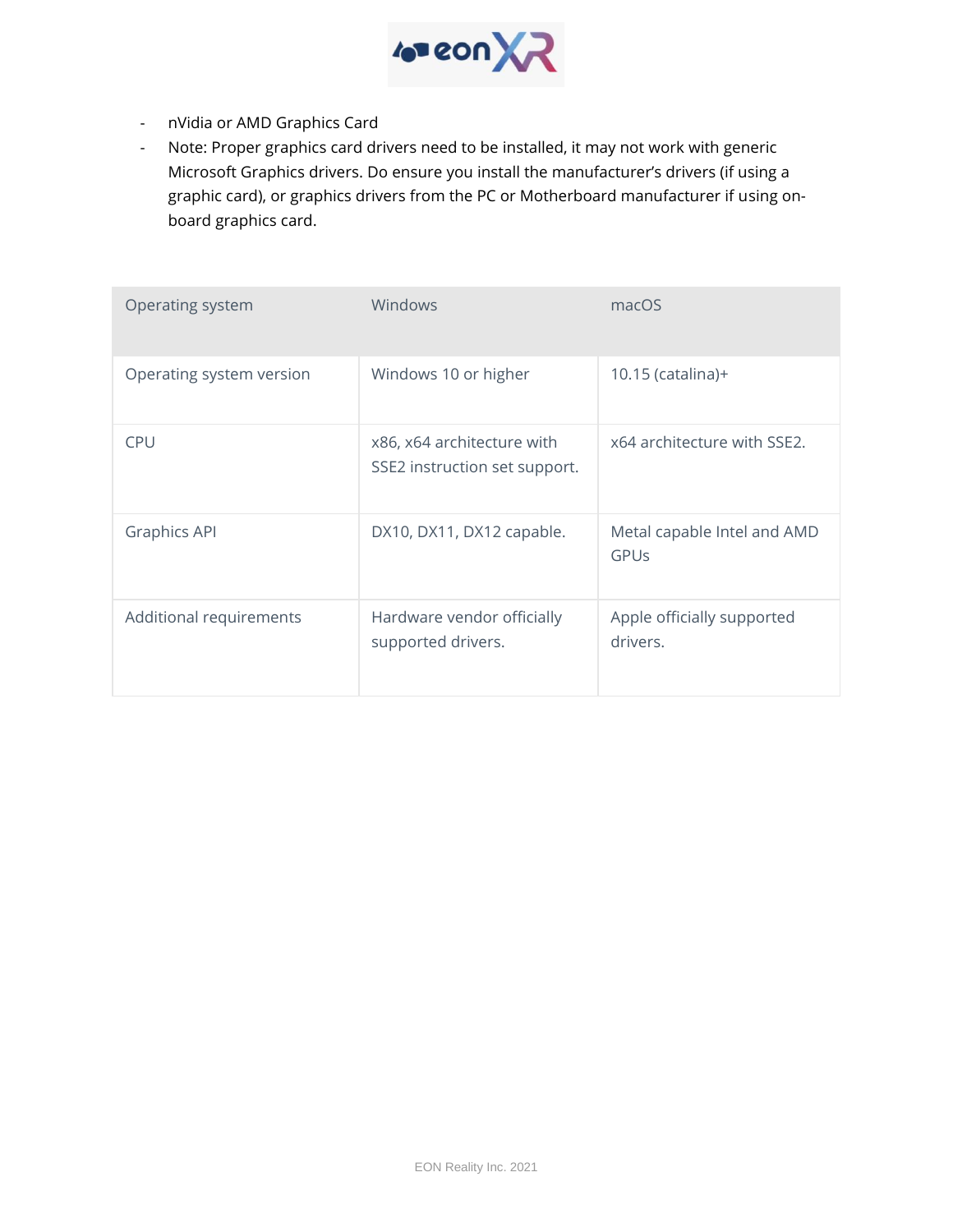- nVidia or AMD Graphics Card
- Note: Proper graphics card drivers need to be installed, it may not work with generic Microsoft Graphics drivers. Do ensure you install the manufacturer's drivers (if using a graphic card), or graphics drivers from the PC or Motherboard manufacturer if using on-board graphics card.

| Operating system | Windows | macOS |
|---|---|---|
| Operating system version | Windows 10 or higher | 10.15 (catalina)+ |
| CPU | x86, x64 architecture with SSE2 instruction set support. | x64 architecture with SSE2. |
| Graphics API | DX10, DX11, DX12 capable. | Metal capable Intel and AMD GPUs |
| Additional requirements | Hardware vendor officially supported drivers. | Apple officially supported drivers. |